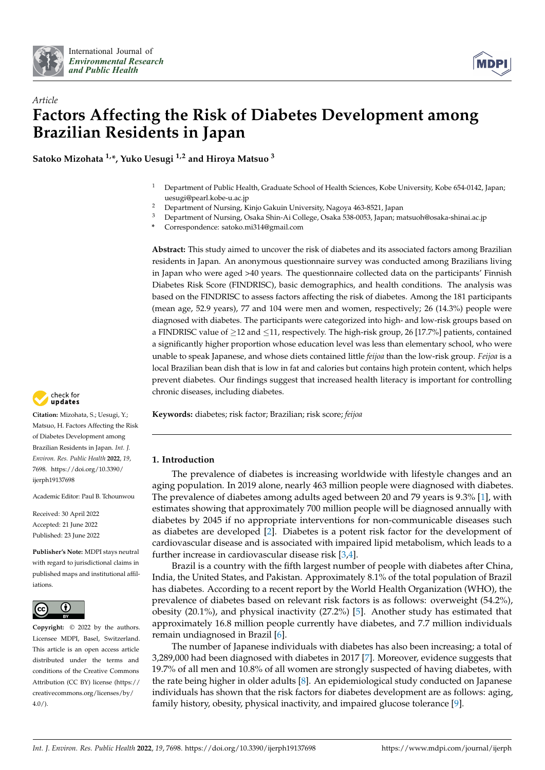*Article*

# Factors Affecting the Risk of Diabetes Development among Brazilian Residents in Japan

**Satoko Mizohata [1,*], Yuko Uesugi [1,2] and Hiroya Matsuo [3]**

[1] Department of Public Health, Graduate School of Health Sciences, Kobe University, Kobe 654-0142, Japan; uesugi@pearl.kobe-u.ac.jp
[2] Department of Nursing, Kinjo Gakuin University, Nagoya 463-8521, Japan
[3] Department of Nursing, Osaka Shin-Ai College, Osaka 538-0053, Japan; matsuoh@osaka-shinai.ac.jp
\* Correspondence: satoko.mi314@gmail.com

**Abstract:** This study aimed to uncover the risk of diabetes and its associated factors among Brazilian residents in Japan. An anonymous questionnaire survey was conducted among Brazilians living in Japan who were aged >40 years. The questionnaire collected data on the participants' Finnish Diabetes Risk Score (FINDRISC), basic demographics, and health conditions. The analysis was based on the FINDRISC to assess factors affecting the risk of diabetes. Among the 181 participants (mean age, 52.9 years), 77 and 104 were men and women, respectively; 26 (14.3%) people were diagnosed with diabetes. The participants were categorized into high- and low-risk groups based on a FINDRISC value of ≥12 and ≤11, respectively. The high-risk group, 26 [17.7%] patients, contained a significantly higher proportion whose education level was less than elementary school, who were unable to speak Japanese, and whose diets contained little *feijoa* than the low-risk group. *Feijoa* is a local Brazilian bean dish that is low in fat and calories but contains high protein content, which helps prevent diabetes. Our findings suggest that increased health literacy is important for controlling chronic diseases, including diabetes.

**Keywords:** diabetes; risk factor; Brazilian; risk score; *feijoa*

**Citation:** Mizohata, S.; Uesugi, Y.; Matsuo, H. Factors Affecting the Risk of Diabetes Development among Brazilian Residents in Japan. *Int. J. Environ. Res. Public Health* **2022**, *19*, 7698. https://doi.org/10.3390/ijerph19137698

Academic Editor: Paul B. Tchounwou

Received: 30 April 2022
Accepted: 21 June 2022
Published: 23 June 2022

**Publisher's Note:** MDPI stays neutral with regard to jurisdictional claims in published maps and institutional affiliations.

**Copyright:** © 2022 by the authors. Licensee MDPI, Basel, Switzerland. This article is an open access article distributed under the terms and conditions of the Creative Commons Attribution (CC BY) license (https://creativecommons.org/licenses/by/4.0/).

## 1. Introduction

The prevalence of diabetes is increasing worldwide with lifestyle changes and an aging population. In 2019 alone, nearly 463 million people were diagnosed with diabetes. The prevalence of diabetes among adults aged between 20 and 79 years is 9.3% [1], with estimates showing that approximately 700 million people will be diagnosed annually with diabetes by 2045 if no appropriate interventions for non-communicable diseases such as diabetes are developed [2]. Diabetes is a potent risk factor for the development of cardiovascular disease and is associated with impaired lipid metabolism, which leads to a further increase in cardiovascular disease risk [3,4].

Brazil is a country with the fifth largest number of people with diabetes after China, India, the United States, and Pakistan. Approximately 8.1% of the total population of Brazil has diabetes. According to a recent report by the World Health Organization (WHO), the prevalence of diabetes based on relevant risk factors is as follows: overweight (54.2%), obesity (20.1%), and physical inactivity (27.2%) [5]. Another study has estimated that approximately 16.8 million people currently have diabetes, and 7.7 million individuals remain undiagnosed in Brazil [6].

The number of Japanese individuals with diabetes has also been increasing; a total of 3,289,000 had been diagnosed with diabetes in 2017 [7]. Moreover, evidence suggests that 19.7% of all men and 10.8% of all women are strongly suspected of having diabetes, with the rate being higher in older adults [8]. An epidemiological study conducted on Japanese individuals has shown that the risk factors for diabetes development are as follows: aging, family history, obesity, physical inactivity, and impaired glucose tolerance [9].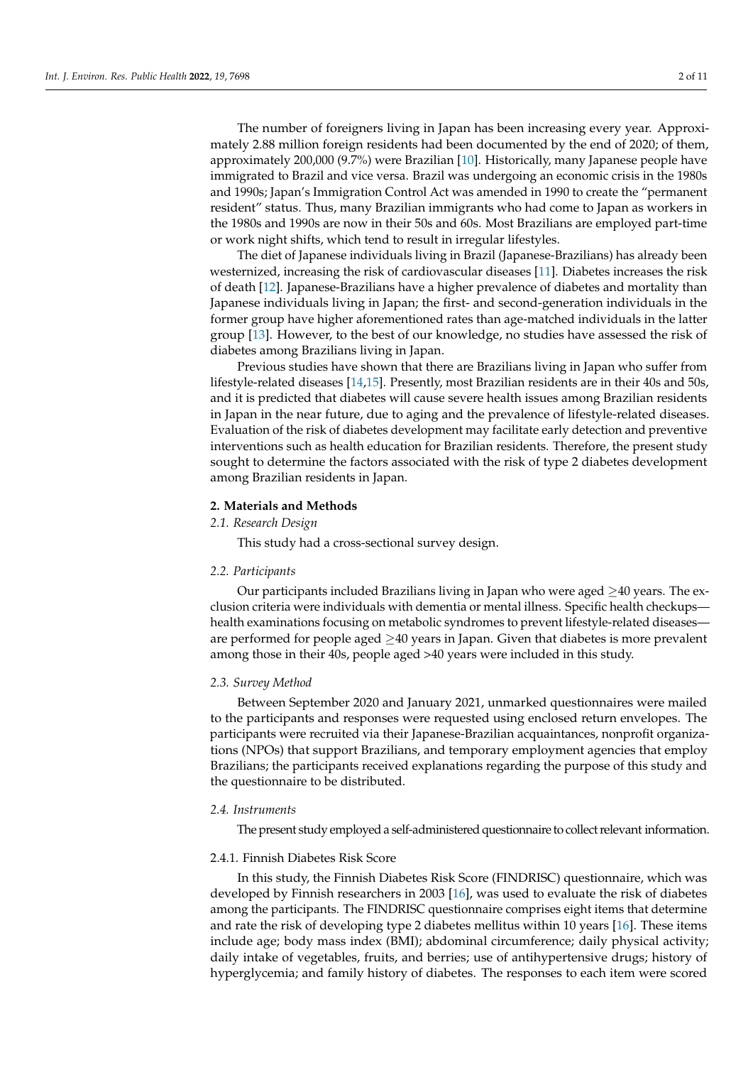The number of foreigners living in Japan has been increasing every year. Approximately 2.88 million foreign residents had been documented by the end of 2020; of them, approximately 200,000 (9.7%) were Brazilian [10]. Historically, many Japanese people have immigrated to Brazil and vice versa. Brazil was undergoing an economic crisis in the 1980s and 1990s; Japan's Immigration Control Act was amended in 1990 to create the "permanent resident" status. Thus, many Brazilian immigrants who had come to Japan as workers in the 1980s and 1990s are now in their 50s and 60s. Most Brazilians are employed part-time or work night shifts, which tend to result in irregular lifestyles.

The diet of Japanese individuals living in Brazil (Japanese-Brazilians) has already been westernized, increasing the risk of cardiovascular diseases [11]. Diabetes increases the risk of death [12]. Japanese-Brazilians have a higher prevalence of diabetes and mortality than Japanese individuals living in Japan; the first- and second-generation individuals in the former group have higher aforementioned rates than age-matched individuals in the latter group [13]. However, to the best of our knowledge, no studies have assessed the risk of diabetes among Brazilians living in Japan.

Previous studies have shown that there are Brazilians living in Japan who suffer from lifestyle-related diseases [14,15]. Presently, most Brazilian residents are in their 40s and 50s, and it is predicted that diabetes will cause severe health issues among Brazilian residents in Japan in the near future, due to aging and the prevalence of lifestyle-related diseases. Evaluation of the risk of diabetes development may facilitate early detection and preventive interventions such as health education for Brazilian residents. Therefore, the present study sought to determine the factors associated with the risk of type 2 diabetes development among Brazilian residents in Japan.

## 2. Materials and Methods

### *2.1. Research Design*

This study had a cross-sectional survey design.

### *2.2. Participants*

Our participants included Brazilians living in Japan who were aged $\geq$40 years. The exclusion criteria were individuals with dementia or mental illness. Specific health checkups—health examinations focusing on metabolic syndromes to prevent lifestyle-related diseases—are performed for people aged $\geq$40 years in Japan. Given that diabetes is more prevalent among those in their 40s, people aged >40 years were included in this study.

### *2.3. Survey Method*

Between September 2020 and January 2021, unmarked questionnaires were mailed to the participants and responses were requested using enclosed return envelopes. The participants were recruited via their Japanese-Brazilian acquaintances, nonprofit organizations (NPOs) that support Brazilians, and temporary employment agencies that employ Brazilians; the participants received explanations regarding the purpose of this study and the questionnaire to be distributed.

### *2.4. Instruments*

The present study employed a self-administered questionnaire to collect relevant information.

#### 2.4.1. Finnish Diabetes Risk Score

In this study, the Finnish Diabetes Risk Score (FINDRISC) questionnaire, which was developed by Finnish researchers in 2003 [16], was used to evaluate the risk of diabetes among the participants. The FINDRISC questionnaire comprises eight items that determine and rate the risk of developing type 2 diabetes mellitus within 10 years [16]. These items include age; body mass index (BMI); abdominal circumference; daily physical activity; daily intake of vegetables, fruits, and berries; use of antihypertensive drugs; history of hyperglycemia; and family history of diabetes. The responses to each item were scored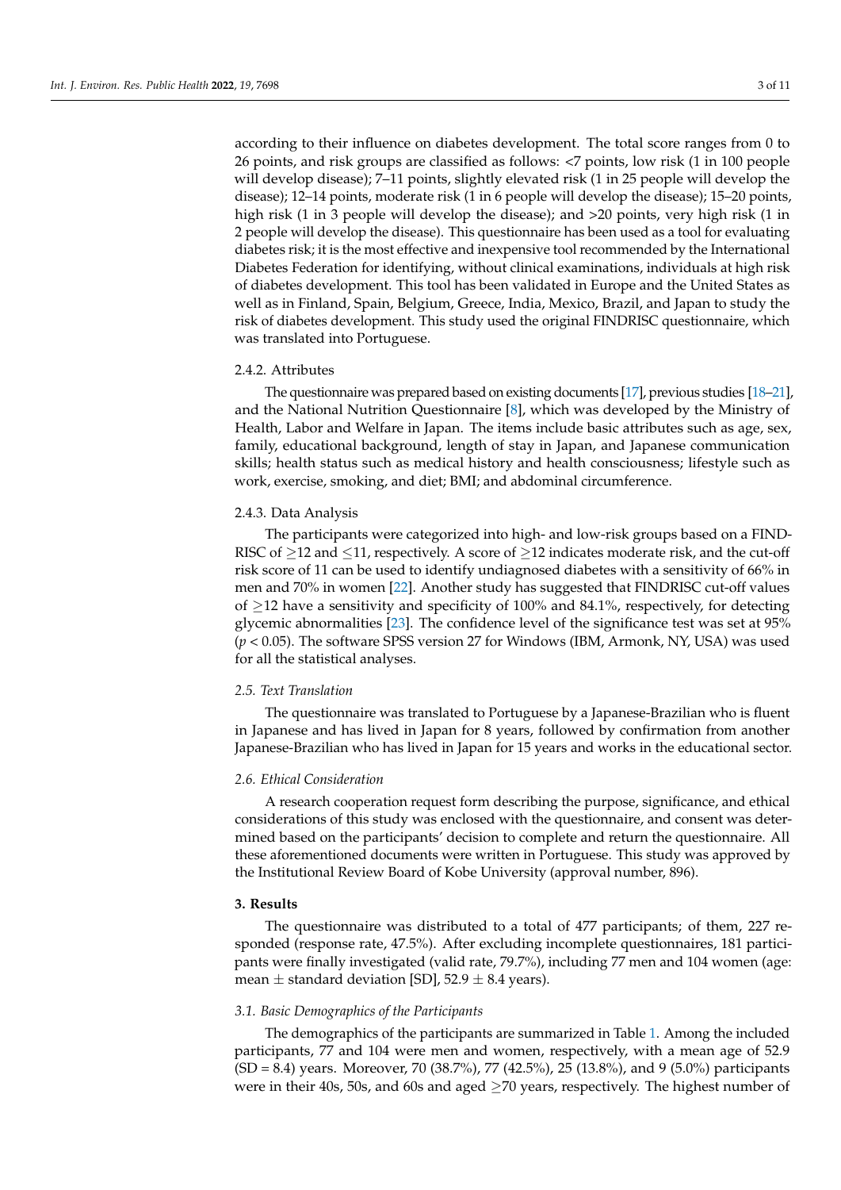according to their influence on diabetes development. The total score ranges from 0 to 26 points, and risk groups are classified as follows: <7 points, low risk (1 in 100 people will develop disease); 7–11 points, slightly elevated risk (1 in 25 people will develop the disease); 12–14 points, moderate risk (1 in 6 people will develop the disease); 15–20 points, high risk (1 in 3 people will develop the disease); and >20 points, very high risk (1 in 2 people will develop the disease). This questionnaire has been used as a tool for evaluating diabetes risk; it is the most effective and inexpensive tool recommended by the International Diabetes Federation for identifying, without clinical examinations, individuals at high risk of diabetes development. This tool has been validated in Europe and the United States as well as in Finland, Spain, Belgium, Greece, India, Mexico, Brazil, and Japan to study the risk of diabetes development. This study used the original FINDRISC questionnaire, which was translated into Portuguese.

#### 2.4.2. Attributes

The questionnaire was prepared based on existing documents [17], previous studies [18–21], and the National Nutrition Questionnaire [8], which was developed by the Ministry of Health, Labor and Welfare in Japan. The items include basic attributes such as age, sex, family, educational background, length of stay in Japan, and Japanese communication skills; health status such as medical history and health consciousness; lifestyle such as work, exercise, smoking, and diet; BMI; and abdominal circumference.

#### 2.4.3. Data Analysis

The participants were categorized into high- and low-risk groups based on a FINDRISC of $\geq$12 and $\leq$11, respectively. A score of $\geq$12 indicates moderate risk, and the cut-off risk score of 11 can be used to identify undiagnosed diabetes with a sensitivity of 66% in men and 70% in women [22]. Another study has suggested that FINDRISC cut-off values of $\geq$12 have a sensitivity and specificity of 100% and 84.1%, respectively, for detecting glycemic abnormalities [23]. The confidence level of the significance test was set at 95% ($p < 0.05$). The software SPSS version 27 for Windows (IBM, Armonk, NY, USA) was used for all the statistical analyses.

### *2.5. Text Translation*

The questionnaire was translated to Portuguese by a Japanese-Brazilian who is fluent in Japanese and has lived in Japan for 8 years, followed by confirmation from another Japanese-Brazilian who has lived in Japan for 15 years and works in the educational sector.

### *2.6. Ethical Consideration*

A research cooperation request form describing the purpose, significance, and ethical considerations of this study was enclosed with the questionnaire, and consent was determined based on the participants' decision to complete and return the questionnaire. All these aforementioned documents were written in Portuguese. This study was approved by the Institutional Review Board of Kobe University (approval number, 896).

## 3. Results

The questionnaire was distributed to a total of 477 participants; of them, 227 responded (response rate, 47.5%). After excluding incomplete questionnaires, 181 participants were finally investigated (valid rate, 79.7%), including 77 men and 104 women (age: mean $\pm$ standard deviation [SD], 52.9 $\pm$ 8.4 years).

### *3.1. Basic Demographics of the Participants*

The demographics of the participants are summarized in Table 1. Among the included participants, 77 and 104 were men and women, respectively, with a mean age of 52.9 (SD = 8.4) years. Moreover, 70 (38.7%), 77 (42.5%), 25 (13.8%), and 9 (5.0%) participants were in their 40s, 50s, and 60s and aged $\geq$70 years, respectively. The highest number of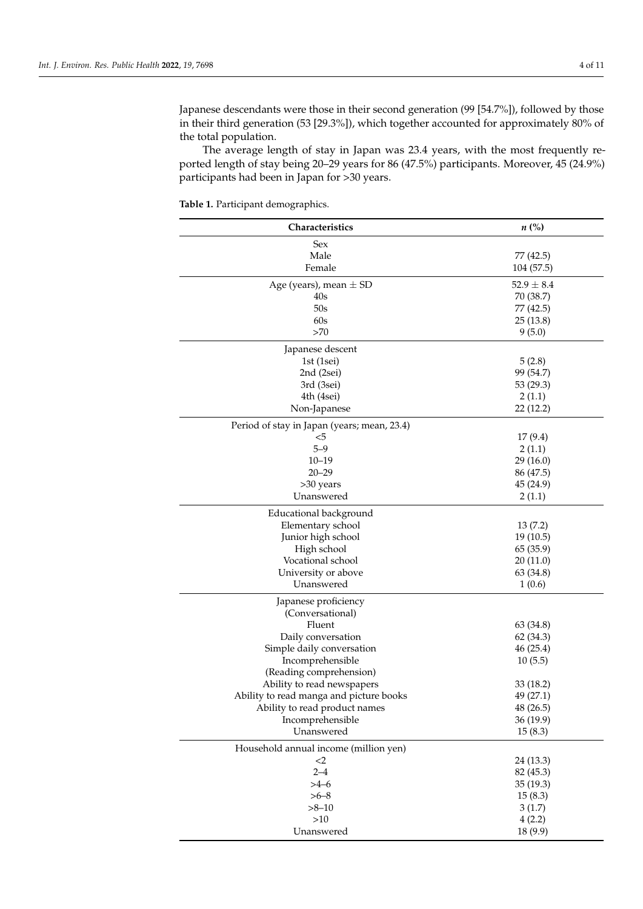Japanese descendants were those in their second generation (99 [54.7%]), followed by those in their third generation (53 [29.3%]), which together accounted for approximately 80% of the total population.

The average length of stay in Japan was 23.4 years, with the most frequently reported length of stay being 20–29 years for 86 (47.5%) participants. Moreover, 45 (24.9%) participants had been in Japan for >30 years.

**Table 1.** Participant demographics.

| Characteristics | *n* (%) |
|---|---|
| Sex | |
| Male | 77 (42.5) |
| Female | 104 (57.5) |
| Age (years), mean ± SD | 52.9 ± 8.4 |
| 40s | 70 (38.7) |
| 50s | 77 (42.5) |
| 60s | 25 (13.8) |
| >70 | 9 (5.0) |
| Japanese descent | |
| 1st (1sei) | 5 (2.8) |
| 2nd (2sei) | 99 (54.7) |
| 3rd (3sei) | 53 (29.3) |
| 4th (4sei) | 2 (1.1) |
| Non-Japanese | 22 (12.2) |
| Period of stay in Japan (years; mean, 23.4) | |
| <5 | 17 (9.4) |
| 5–9 | 2 (1.1) |
| 10–19 | 29 (16.0) |
| 20–29 | 86 (47.5) |
| >30 years | 45 (24.9) |
| Unanswered | 2 (1.1) |
| Educational background | |
| Elementary school | 13 (7.2) |
| Junior high school | 19 (10.5) |
| High school | 65 (35.9) |
| Vocational school | 20 (11.0) |
| University or above | 63 (34.8) |
| Unanswered | 1 (0.6) |
| Japanese proficiency | |
| (Conversational) | |
| Fluent | 63 (34.8) |
| Daily conversation | 62 (34.3) |
| Simple daily conversation | 46 (25.4) |
| Incomprehensible | 10 (5.5) |
| (Reading comprehension) | |
| Ability to read newspapers | 33 (18.2) |
| Ability to read manga and picture books | 49 (27.1) |
| Ability to read product names | 48 (26.5) |
| Incomprehensible | 36 (19.9) |
| Unanswered | 15 (8.3) |
| Household annual income (million yen) | |
| <2 | 24 (13.3) |
| 2–4 | 82 (45.3) |
| >4–6 | 35 (19.3) |
| >6–8 | 15 (8.3) |
| >8–10 | 3 (1.7) |
| >10 | 4 (2.2) |
| Unanswered | 18 (9.9) |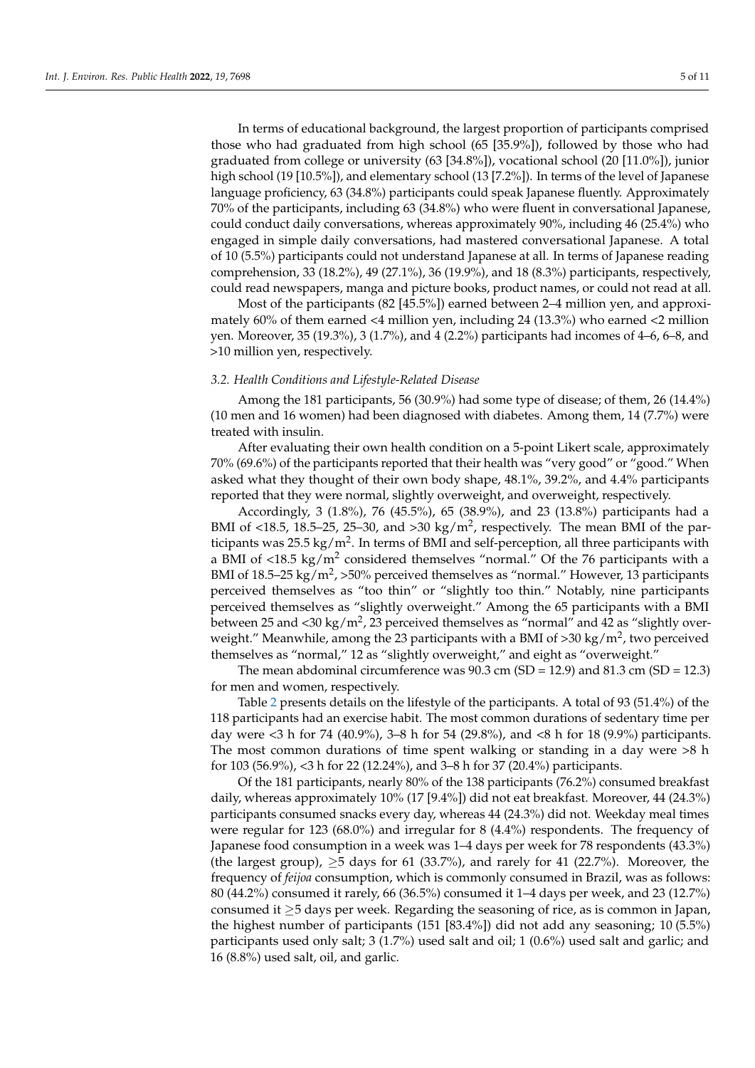In terms of educational background, the largest proportion of participants comprised those who had graduated from high school (65 [35.9%]), followed by those who had graduated from college or university (63 [34.8%]), vocational school (20 [11.0%]), junior high school (19 [10.5%]), and elementary school (13 [7.2%]). In terms of the level of Japanese language proficiency, 63 (34.8%) participants could speak Japanese fluently. Approximately 70% of the participants, including 63 (34.8%) who were fluent in conversational Japanese, could conduct daily conversations, whereas approximately 90%, including 46 (25.4%) who engaged in simple daily conversations, had mastered conversational Japanese. A total of 10 (5.5%) participants could not understand Japanese at all. In terms of Japanese reading comprehension, 33 (18.2%), 49 (27.1%), 36 (19.9%), and 18 (8.3%) participants, respectively, could read newspapers, manga and picture books, product names, or could not read at all.

Most of the participants (82 [45.5%]) earned between 2–4 million yen, and approximately 60% of them earned <4 million yen, including 24 (13.3%) who earned <2 million yen. Moreover, 35 (19.3%), 3 (1.7%), and 4 (2.2%) participants had incomes of 4–6, 6–8, and >10 million yen, respectively.

### 3.2. Health Conditions and Lifestyle-Related Disease

Among the 181 participants, 56 (30.9%) had some type of disease; of them, 26 (14.4%) (10 men and 16 women) had been diagnosed with diabetes. Among them, 14 (7.7%) were treated with insulin.

After evaluating their own health condition on a 5-point Likert scale, approximately 70% (69.6%) of the participants reported that their health was "very good" or "good." When asked what they thought of their own body shape, 48.1%, 39.2%, and 4.4% participants reported that they were normal, slightly overweight, and overweight, respectively.

Accordingly, 3 (1.8%), 76 (45.5%), 65 (38.9%), and 23 (13.8%) participants had a BMI of <18.5, 18.5–25, 25–30, and >30 kg/m$^2$, respectively. The mean BMI of the participants was 25.5 kg/m$^2$. In terms of BMI and self-perception, all three participants with a BMI of <18.5 kg/m$^2$ considered themselves "normal." Of the 76 participants with a BMI of 18.5–25 kg/m$^2$, >50% perceived themselves as "normal." However, 13 participants perceived themselves as "too thin" or "slightly too thin." Notably, nine participants perceived themselves as "slightly overweight." Among the 65 participants with a BMI between 25 and <30 kg/m$^2$, 23 perceived themselves as "normal" and 42 as "slightly overweight." Meanwhile, among the 23 participants with a BMI of >30 kg/m$^2$, two perceived themselves as "normal," 12 as "slightly overweight," and eight as "overweight."

The mean abdominal circumference was 90.3 cm (SD = 12.9) and 81.3 cm (SD = 12.3) for men and women, respectively.

Table 2 presents details on the lifestyle of the participants. A total of 93 (51.4%) of the 118 participants had an exercise habit. The most common durations of sedentary time per day were <3 h for 74 (40.9%), 3–8 h for 54 (29.8%), and <8 h for 18 (9.9%) participants. The most common durations of time spent walking or standing in a day were >8 h for 103 (56.9%), <3 h for 22 (12.24%), and 3–8 h for 37 (20.4%) participants.

Of the 181 participants, nearly 80% of the 138 participants (76.2%) consumed breakfast daily, whereas approximately 10% (17 [9.4%]) did not eat breakfast. Moreover, 44 (24.3%) participants consumed snacks every day, whereas 44 (24.3%) did not. Weekday meal times were regular for 123 (68.0%) and irregular for 8 (4.4%) respondents. The frequency of Japanese food consumption in a week was 1–4 days per week for 78 respondents (43.3%) (the largest group), ≥5 days for 61 (33.7%), and rarely for 41 (22.7%). Moreover, the frequency of *feijoa* consumption, which is commonly consumed in Brazil, was as follows: 80 (44.2%) consumed it rarely, 66 (36.5%) consumed it 1–4 days per week, and 23 (12.7%) consumed it ≥5 days per week. Regarding the seasoning of rice, as is common in Japan, the highest number of participants (151 [83.4%]) did not add any seasoning; 10 (5.5%) participants used only salt; 3 (1.7%) used salt and oil; 1 (0.6%) used salt and garlic; and 16 (8.8%) used salt, oil, and garlic.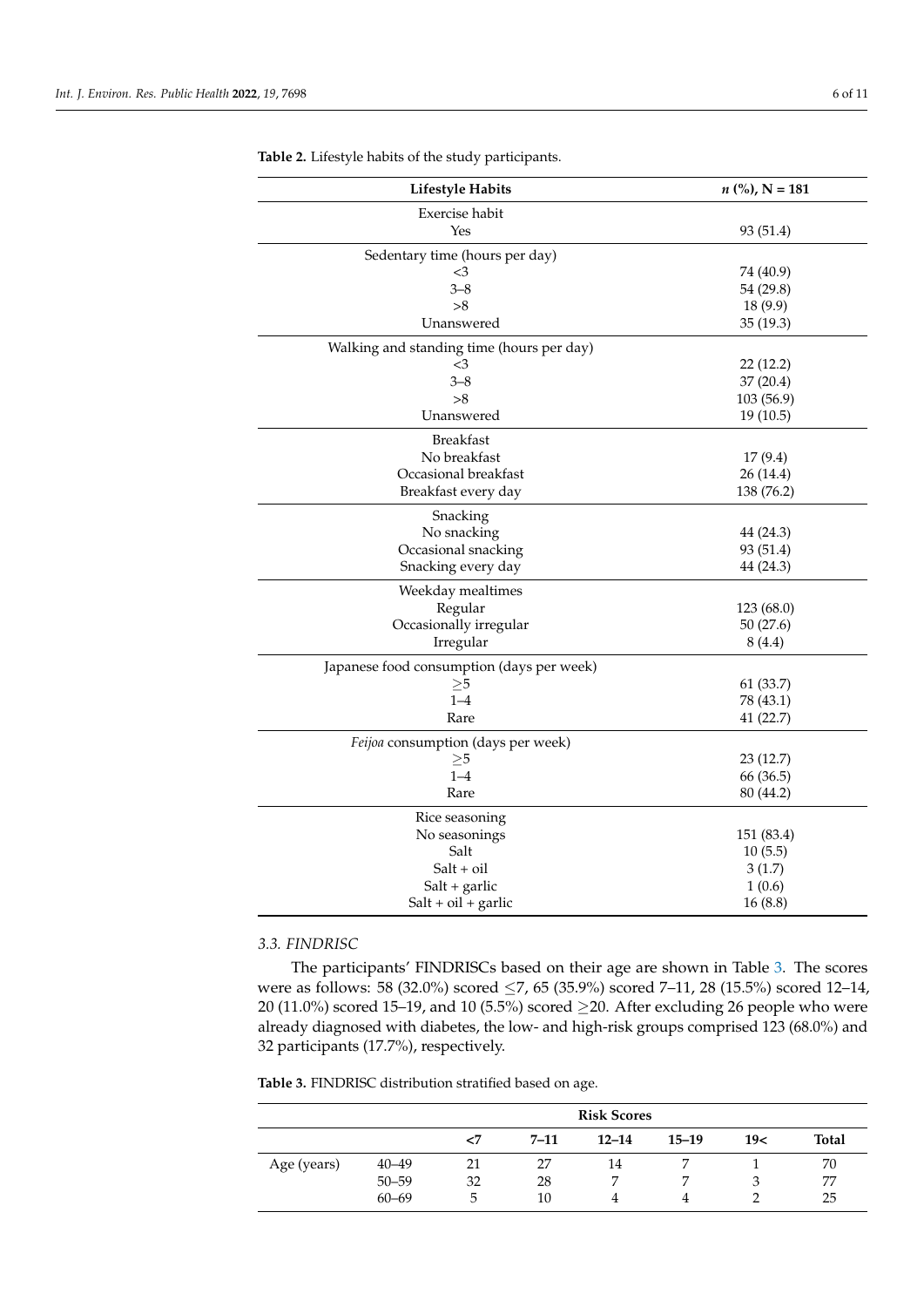**Table 2.** Lifestyle habits of the study participants.

| Lifestyle Habits | *n* (%), N = 181 |
|---|---|
| Exercise habit | |
| Yes | 93 (51.4) |
| Sedentary time (hours per day) | |
| <3 | 74 (40.9) |
| 3–8 | 54 (29.8) |
| >8 | 18 (9.9) |
| Unanswered | 35 (19.3) |
| Walking and standing time (hours per day) | |
| <3 | 22 (12.2) |
| 3–8 | 37 (20.4) |
| >8 | 103 (56.9) |
| Unanswered | 19 (10.5) |
| Breakfast | |
| No breakfast | 17 (9.4) |
| Occasional breakfast | 26 (14.4) |
| Breakfast every day | 138 (76.2) |
| Snacking | |
| No snacking | 44 (24.3) |
| Occasional snacking | 93 (51.4) |
| Snacking every day | 44 (24.3) |
| Weekday mealtimes | |
| Regular | 123 (68.0) |
| Occasionally irregular | 50 (27.6) |
| Irregular | 8 (4.4) |
| Japanese food consumption (days per week) | |
| ≥5 | 61 (33.7) |
| 1–4 | 78 (43.1) |
| Rare | 41 (22.7) |
| *Feijoa* consumption (days per week) | |
| ≥5 | 23 (12.7) |
| 1–4 | 66 (36.5) |
| Rare | 80 (44.2) |
| Rice seasoning | |
| No seasonings | 151 (83.4) |
| Salt | 10 (5.5) |
| Salt + oil | 3 (1.7) |
| Salt + garlic | 1 (0.6) |
| Salt + oil + garlic | 16 (8.8) |

### 3.3. FINDRISC

The participants' FINDRISCs based on their age are shown in Table 3. The scores were as follows: 58 (32.0%) scored ≤7, 65 (35.9%) scored 7–11, 28 (15.5%) scored 12–14, 20 (11.0%) scored 15–19, and 10 (5.5%) scored ≥20. After excluding 26 people who were already diagnosed with diabetes, the low- and high-risk groups comprised 123 (68.0%) and 32 participants (17.7%), respectively.

**Table 3.** FINDRISC distribution stratified based on age.

| | | Risk Scores | | | | | |
|---|---|---|---|---|---|---|---|
| | | <7 | 7–11 | 12–14 | 15–19 | 19< | Total |
| Age (years) | 40–49 | 21 | 27 | 14 | 7 | 1 | 70 |
| | 50–59 | 32 | 28 | 7 | 7 | 3 | 77 |
| | 60–69 | 5 | 10 | 4 | 4 | 2 | 25 |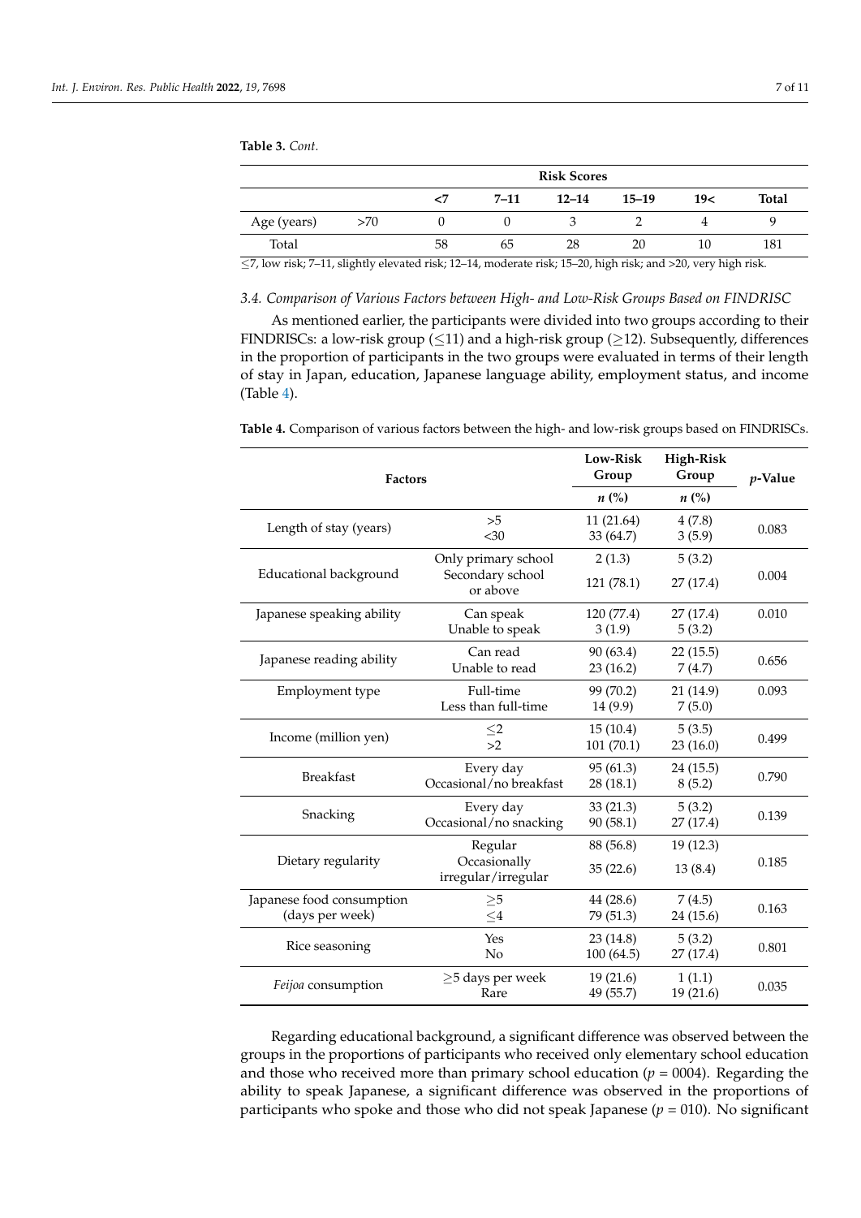**Table 3.** *Cont.*

| | | Risk Scores | | | | | |
|---|---|---|---|---|---|---|---|
| | | <7 | 7–11 | 12–14 | 15–19 | 19< | Total |
| Age (years) | >70 | 0 | 0 | 3 | 2 | 4 | 9 |
| Total | | 58 | 65 | 28 | 20 | 10 | 181 |

≤7, low risk; 7–11, slightly elevated risk; 12–14, moderate risk; 15–20, high risk; and >20, very high risk.

### 3.4. Comparison of Various Factors between High- and Low-Risk Groups Based on FINDRISC

As mentioned earlier, the participants were divided into two groups according to their FINDRISCs: a low-risk group (≤11) and a high-risk group (≥12). Subsequently, differences in the proportion of participants in the two groups were evaluated in terms of their length of stay in Japan, education, Japanese language ability, employment status, and income (Table 4).

**Table 4.** Comparison of various factors between the high- and low-risk groups based on FINDRISCs.

| Factors | | Low-Risk Group *n* (%) | High-Risk Group *n* (%) | *p*-Value |
|---|---|---|---|---|
| Length of stay (years) | >5 | 11 (21.64) | 4 (7.8) | 0.083 |
| | <30 | 33 (64.7) | 3 (5.9) | |
| Educational background | Only primary school | 2 (1.3) | 5 (3.2) | 0.004 |
| | Secondary school or above | 121 (78.1) | 27 (17.4) | |
| Japanese speaking ability | Can speak | 120 (77.4) | 27 (17.4) | 0.010 |
| | Unable to speak | 3 (1.9) | 5 (3.2) | |
| Japanese reading ability | Can read | 90 (63.4) | 22 (15.5) | 0.656 |
| | Unable to read | 23 (16.2) | 7 (4.7) | |
| Employment type | Full-time | 99 (70.2) | 21 (14.9) | 0.093 |
| | Less than full-time | 14 (9.9) | 7 (5.0) | |
| Income (million yen) | ≤2 | 15 (10.4) | 5 (3.5) | 0.499 |
| | >2 | 101 (70.1) | 23 (16.0) | |
| Breakfast | Every day | 95 (61.3) | 24 (15.5) | 0.790 |
| | Occasional/no breakfast | 28 (18.1) | 8 (5.2) | |
| Snacking | Every day | 33 (21.3) | 5 (3.2) | 0.139 |
| | Occasional/no snacking | 90 (58.1) | 27 (17.4) | |
| Dietary regularity | Regular | 88 (56.8) | 19 (12.3) | 0.185 |
| | Occasionally irregular/irregular | 35 (22.6) | 13 (8.4) | |
| Japanese food consumption (days per week) | ≥5 | 44 (28.6) | 7 (4.5) | 0.163 |
| | ≤4 | 79 (51.3) | 24 (15.6) | |
| Rice seasoning | Yes | 23 (14.8) | 5 (3.2) | 0.801 |
| | No | 100 (64.5) | 27 (17.4) | |
| *Feijoa* consumption | ≥5 days per week | 19 (21.6) | 1 (1.1) | 0.035 |
| | Rare | 49 (55.7) | 19 (21.6) | |

Regarding educational background, a significant difference was observed between the groups in the proportions of participants who received only elementary school education and those who received more than primary school education ($p$ = 0004). Regarding the ability to speak Japanese, a significant difference was observed in the proportions of participants who spoke and those who did not speak Japanese ($p$ = 010). No significant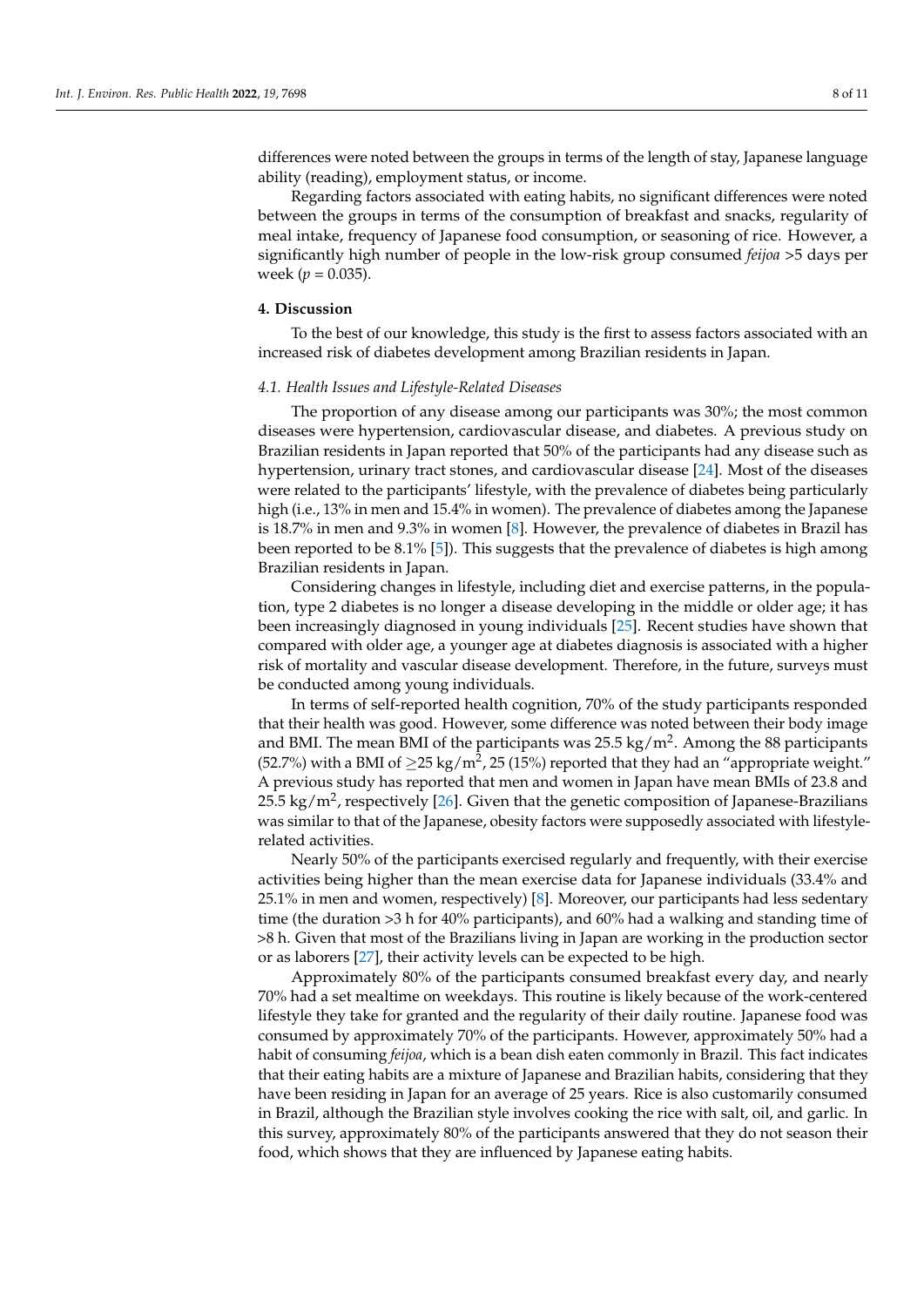differences were noted between the groups in terms of the length of stay, Japanese language ability (reading), employment status, or income.

Regarding factors associated with eating habits, no significant differences were noted between the groups in terms of the consumption of breakfast and snacks, regularity of meal intake, frequency of Japanese food consumption, or seasoning of rice. However, a significantly high number of people in the low-risk group consumed *feijoa* >5 days per week ($p = 0.035$).

## 4. Discussion

To the best of our knowledge, this study is the first to assess factors associated with an increased risk of diabetes development among Brazilian residents in Japan.

### 4.1. Health Issues and Lifestyle-Related Diseases

The proportion of any disease among our participants was 30%; the most common diseases were hypertension, cardiovascular disease, and diabetes. A previous study on Brazilian residents in Japan reported that 50% of the participants had any disease such as hypertension, urinary tract stones, and cardiovascular disease [24]. Most of the diseases were related to the participants' lifestyle, with the prevalence of diabetes being particularly high (i.e., 13% in men and 15.4% in women). The prevalence of diabetes among the Japanese is 18.7% in men and 9.3% in women [8]. However, the prevalence of diabetes in Brazil has been reported to be 8.1% [5]). This suggests that the prevalence of diabetes is high among Brazilian residents in Japan.

Considering changes in lifestyle, including diet and exercise patterns, in the population, type 2 diabetes is no longer a disease developing in the middle or older age; it has been increasingly diagnosed in young individuals [25]. Recent studies have shown that compared with older age, a younger age at diabetes diagnosis is associated with a higher risk of mortality and vascular disease development. Therefore, in the future, surveys must be conducted among young individuals.

In terms of self-reported health cognition, 70% of the study participants responded that their health was good. However, some difference was noted between their body image and BMI. The mean BMI of the participants was 25.5 kg/m$^2$. Among the 88 participants (52.7%) with a BMI of $\geq$25 kg/m$^2$, 25 (15%) reported that they had an "appropriate weight." A previous study has reported that men and women in Japan have mean BMIs of 23.8 and 25.5 kg/m$^2$, respectively [26]. Given that the genetic composition of Japanese-Brazilians was similar to that of the Japanese, obesity factors were supposedly associated with lifestyle-related activities.

Nearly 50% of the participants exercised regularly and frequently, with their exercise activities being higher than the mean exercise data for Japanese individuals (33.4% and 25.1% in men and women, respectively) [8]. Moreover, our participants had less sedentary time (the duration >3 h for 40% participants), and 60% had a walking and standing time of >8 h. Given that most of the Brazilians living in Japan are working in the production sector or as laborers [27], their activity levels can be expected to be high.

Approximately 80% of the participants consumed breakfast every day, and nearly 70% had a set mealtime on weekdays. This routine is likely because of the work-centered lifestyle they take for granted and the regularity of their daily routine. Japanese food was consumed by approximately 70% of the participants. However, approximately 50% had a habit of consuming *feijoa*, which is a bean dish eaten commonly in Brazil. This fact indicates that their eating habits are a mixture of Japanese and Brazilian habits, considering that they have been residing in Japan for an average of 25 years. Rice is also customarily consumed in Brazil, although the Brazilian style involves cooking the rice with salt, oil, and garlic. In this survey, approximately 80% of the participants answered that they do not season their food, which shows that they are influenced by Japanese eating habits.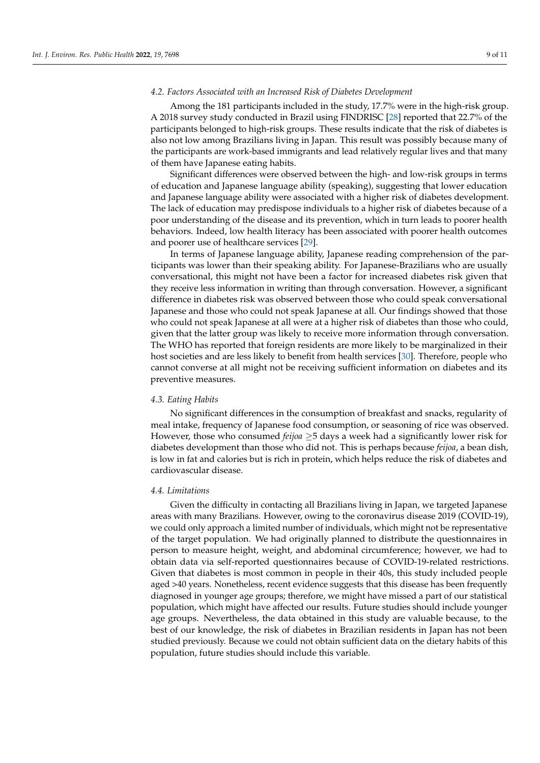### 4.2. Factors Associated with an Increased Risk of Diabetes Development

Among the 181 participants included in the study, 17.7% were in the high-risk group. A 2018 survey study conducted in Brazil using FINDRISC [28] reported that 22.7% of the participants belonged to high-risk groups. These results indicate that the risk of diabetes is also not low among Brazilians living in Japan. This result was possibly because many of the participants are work-based immigrants and lead relatively regular lives and that many of them have Japanese eating habits.

Significant differences were observed between the high- and low-risk groups in terms of education and Japanese language ability (speaking), suggesting that lower education and Japanese language ability were associated with a higher risk of diabetes development. The lack of education may predispose individuals to a higher risk of diabetes because of a poor understanding of the disease and its prevention, which in turn leads to poorer health behaviors. Indeed, low health literacy has been associated with poorer health outcomes and poorer use of healthcare services [29].

In terms of Japanese language ability, Japanese reading comprehension of the participants was lower than their speaking ability. For Japanese-Brazilians who are usually conversational, this might not have been a factor for increased diabetes risk given that they receive less information in writing than through conversation. However, a significant difference in diabetes risk was observed between those who could speak conversational Japanese and those who could not speak Japanese at all. Our findings showed that those who could not speak Japanese at all were at a higher risk of diabetes than those who could, given that the latter group was likely to receive more information through conversation. The WHO has reported that foreign residents are more likely to be marginalized in their host societies and are less likely to benefit from health services [30]. Therefore, people who cannot converse at all might not be receiving sufficient information on diabetes and its preventive measures.

### 4.3. Eating Habits

No significant differences in the consumption of breakfast and snacks, regularity of meal intake, frequency of Japanese food consumption, or seasoning of rice was observed. However, those who consumed *feijoa* $\geq$5 days a week had a significantly lower risk for diabetes development than those who did not. This is perhaps because *feijoa*, a bean dish, is low in fat and calories but is rich in protein, which helps reduce the risk of diabetes and cardiovascular disease.

### 4.4. Limitations

Given the difficulty in contacting all Brazilians living in Japan, we targeted Japanese areas with many Brazilians. However, owing to the coronavirus disease 2019 (COVID-19), we could only approach a limited number of individuals, which might not be representative of the target population. We had originally planned to distribute the questionnaires in person to measure height, weight, and abdominal circumference; however, we had to obtain data via self-reported questionnaires because of COVID-19-related restrictions. Given that diabetes is most common in people in their 40s, this study included people aged >40 years. Nonetheless, recent evidence suggests that this disease has been frequently diagnosed in younger age groups; therefore, we might have missed a part of our statistical population, which might have affected our results. Future studies should include younger age groups. Nevertheless, the data obtained in this study are valuable because, to the best of our knowledge, the risk of diabetes in Brazilian residents in Japan has not been studied previously. Because we could not obtain sufficient data on the dietary habits of this population, future studies should include this variable.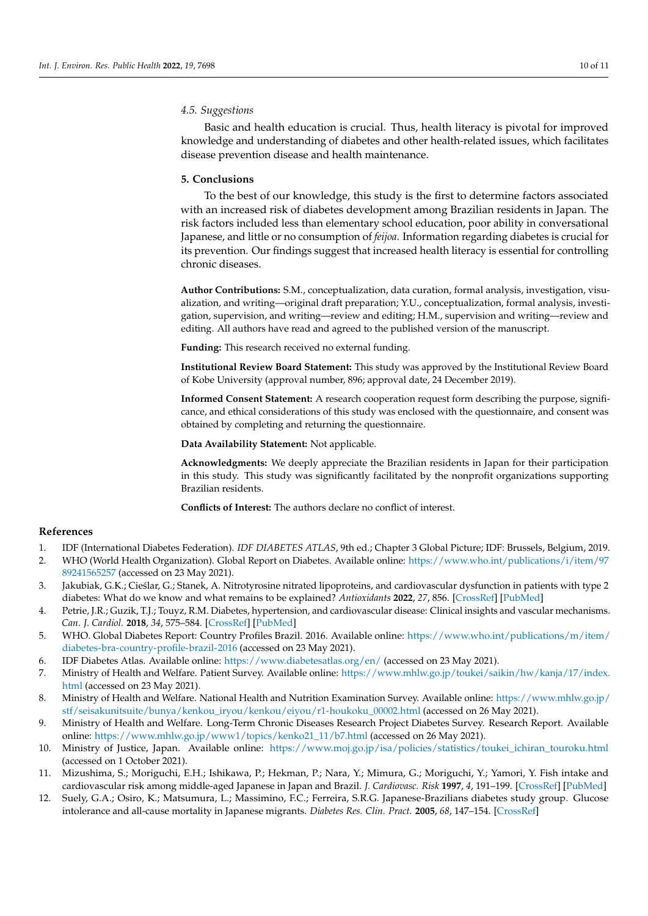### 4.5. Suggestions

Basic and health education is crucial. Thus, health literacy is pivotal for improved knowledge and understanding of diabetes and other health-related issues, which facilitates disease prevention disease and health maintenance.

## 5. Conclusions

To the best of our knowledge, this study is the first to determine factors associated with an increased risk of diabetes development among Brazilian residents in Japan. The risk factors included less than elementary school education, poor ability in conversational Japanese, and little or no consumption of *feijoa*. Information regarding diabetes is crucial for its prevention. Our findings suggest that increased health literacy is essential for controlling chronic diseases.

**Author Contributions:** S.M., conceptualization, data curation, formal analysis, investigation, visualization, and writing—original draft preparation; Y.U., conceptualization, formal analysis, investigation, supervision, and writing—review and editing; H.M., supervision and writing—review and editing. All authors have read and agreed to the published version of the manuscript.

**Funding:** This research received no external funding.

**Institutional Review Board Statement:** This study was approved by the Institutional Review Board of Kobe University (approval number, 896; approval date, 24 December 2019).

**Informed Consent Statement:** A research cooperation request form describing the purpose, significance, and ethical considerations of this study was enclosed with the questionnaire, and consent was obtained by completing and returning the questionnaire.

**Data Availability Statement:** Not applicable.

**Acknowledgments:** We deeply appreciate the Brazilian residents in Japan for their participation in this study. This study was significantly facilitated by the nonprofit organizations supporting Brazilian residents.

**Conflicts of Interest:** The authors declare no conflict of interest.

## References

1. IDF (International Diabetes Federation). *IDF DIABETES ATLAS*, 9th ed.; Chapter 3 Global Picture; IDF: Brussels, Belgium, 2019.
2. WHO (World Health Organization). Global Report on Diabetes. Available online: https://www.who.int/publications/i/item/9789241565257 (accessed on 23 May 2021).
3. Jakubiak, G.K.; Cieślar, G.; Stanek, A. Nitrotyrosine nitrated lipoproteins, and cardiovascular dysfunction in patients with type 2 diabetes: What do we know and what remains to be explained? *Antioxidants* **2022**, *27*, 856. [CrossRef] [PubMed]
4. Petrie, J.R.; Guzik, T.J.; Touyz, R.M. Diabetes, hypertension, and cardiovascular disease: Clinical insights and vascular mechanisms. *Can. J. Cardiol.* **2018**, *34*, 575–584. [CrossRef] [PubMed]
5. WHO. Global Diabetes Report: Country Profiles Brazil. 2016. Available online: https://www.who.int/publications/m/item/diabetes-bra-country-profile-brazil-2016 (accessed on 23 May 2021).
6. IDF Diabetes Atlas. Available online: https://www.diabetesatlas.org/en/ (accessed on 23 May 2021).
7. Ministry of Health and Welfare. Patient Survey. Available online: https://www.mhlw.go.jp/toukei/saikin/hw/kanja/17/index.html (accessed on 23 May 2021).
8. Ministry of Health and Welfare. National Health and Nutrition Examination Survey. Available online: https://www.mhlw.go.jp/stf/seisakunitsuite/bunya/kenkou_iryou/kenkou/eiyou/r1-houkoku_00002.html (accessed on 26 May 2021).
9. Ministry of Health and Welfare. Long-Term Chronic Diseases Research Project Diabetes Survey. Research Report. Available online: https://www.mhlw.go.jp/www1/topics/kenko21_11/b7.html (accessed on 26 May 2021).
10. Ministry of Justice, Japan. Available online: https://www.moj.go.jp/isa/policies/statistics/toukei_ichiran_touroku.html (accessed on 1 October 2021).
11. Mizushima, S.; Moriguchi, E.H.; Ishikawa, P.; Hekman, P.; Nara, Y.; Mimura, G.; Moriguchi, Y.; Yamori, Y. Fish intake and cardiovascular risk among middle-aged Japanese in Japan and Brazil. *J. Cardiovasc. Risk* **1997**, *4*, 191–199. [CrossRef] [PubMed]
12. Suely, G.A.; Osiro, K.; Matsumura, L.; Massimino, F.C.; Ferreira, S.R.G. Japanese-Brazilians diabetes study group. Glucose intolerance and all-cause mortality in Japanese migrants. *Diabetes Res. Clin. Pract.* **2005**, *68*, 147–154. [CrossRef]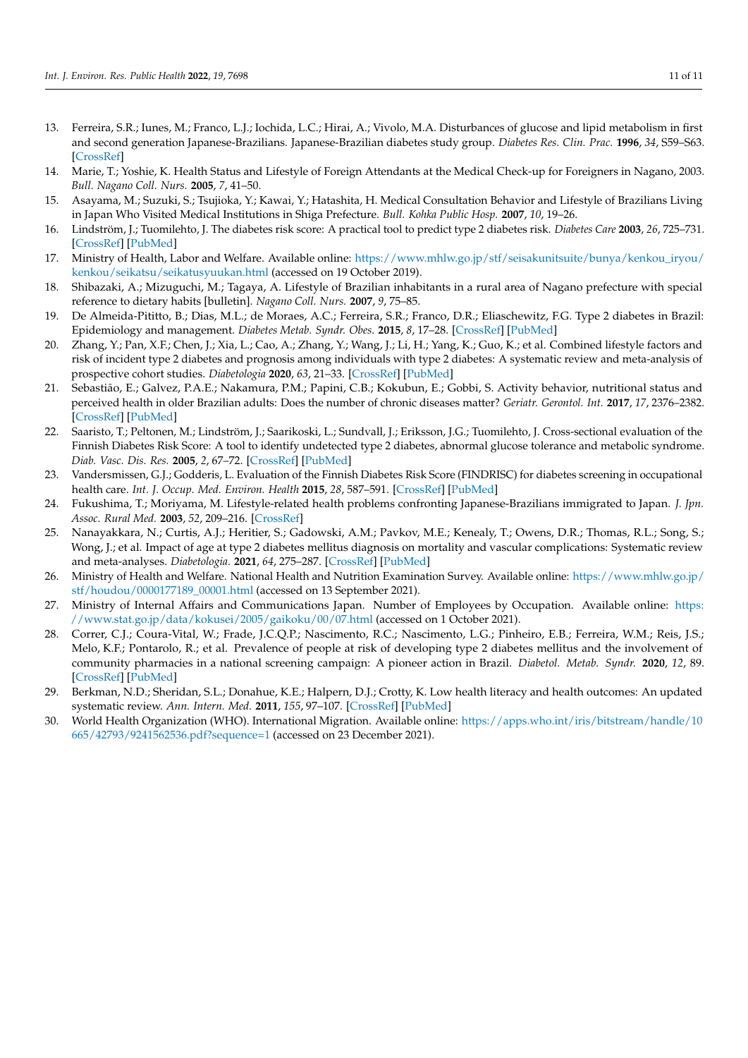13. Ferreira, S.R.; Iunes, M.; Franco, L.J.; Iochida, L.C.; Hirai, A.; Vivolo, M.A. Disturbances of glucose and lipid metabolism in first and second generation Japanese-Brazilians. Japanese-Brazilian diabetes study group. *Diabetes Res. Clin. Prac.* **1996**, *34*, S59–S63. [CrossRef]
14. Marie, T.; Yoshie, K. Health Status and Lifestyle of Foreign Attendants at the Medical Check-up for Foreigners in Nagano, 2003. *Bull. Nagano Coll. Nurs.* **2005**, *7*, 41–50.
15. Asayama, M.; Suzuki, S.; Tsujioka, Y.; Kawai, Y.; Hatashita, H. Medical Consultation Behavior and Lifestyle of Brazilians Living in Japan Who Visited Medical Institutions in Shiga Prefecture. *Bull. Kohka Public Hosp.* **2007**, *10*, 19–26.
16. Lindström, J.; Tuomilehto, J. The diabetes risk score: A practical tool to predict type 2 diabetes risk. *Diabetes Care* **2003**, *26*, 725–731. [CrossRef] [PubMed]
17. Ministry of Health, Labor and Welfare. Available online: https://www.mhlw.go.jp/stf/seisakunitsuite/bunya/kenkou_iryou/kenkou/seikatsu/seikatusyuukan.html (accessed on 19 October 2019).
18. Shibazaki, A.; Mizuguchi, M.; Tagaya, A. Lifestyle of Brazilian inhabitants in a rural area of Nagano prefecture with special reference to dietary habits [bulletin]. *Nagano Coll. Nurs.* **2007**, *9*, 75–85.
19. De Almeida-Pititto, B.; Dias, M.L.; de Moraes, A.C.; Ferreira, S.R.; Franco, D.R.; Eliaschewitz, F.G. Type 2 diabetes in Brazil: Epidemiology and management. *Diabetes Metab. Syndr. Obes.* **2015**, *8*, 17–28. [CrossRef] [PubMed]
20. Zhang, Y.; Pan, X.F.; Chen, J.; Xia, L.; Cao, A.; Zhang, Y.; Wang, J.; Li, H.; Yang, K.; Guo, K.; et al. Combined lifestyle factors and risk of incident type 2 diabetes and prognosis among individuals with type 2 diabetes: A systematic review and meta-analysis of prospective cohort studies. *Diabetologia* **2020**, *63*, 21–33. [CrossRef] [PubMed]
21. Sebastião, E.; Galvez, P.A.E.; Nakamura, P.M.; Papini, C.B.; Kokubun, E.; Gobbi, S. Activity behavior, nutritional status and perceived health in older Brazilian adults: Does the number of chronic diseases matter? *Geriatr. Gerontol. Int.* **2017**, *17*, 2376–2382. [CrossRef] [PubMed]
22. Saaristo, T.; Peltonen, M.; Lindström, J.; Saarikoski, L.; Sundvall, J.; Eriksson, J.G.; Tuomilehto, J. Cross-sectional evaluation of the Finnish Diabetes Risk Score: A tool to identify undetected type 2 diabetes, abnormal glucose tolerance and metabolic syndrome. *Diab. Vasc. Dis. Res.* **2005**, *2*, 67–72. [CrossRef] [PubMed]
23. Vandersmissen, G.J.; Godderis, L. Evaluation of the Finnish Diabetes Risk Score (FINDRISC) for diabetes screening in occupational health care. *Int. J. Occup. Med. Environ. Health* **2015**, *28*, 587–591. [CrossRef] [PubMed]
24. Fukushima, T.; Moriyama, M. Lifestyle-related health problems confronting Japanese-Brazilians immigrated to Japan. *J. Jpn. Assoc. Rural Med.* **2003**, *52*, 209–216. [CrossRef]
25. Nanayakkara, N.; Curtis, A.J.; Heritier, S.; Gadowski, A.M.; Pavkov, M.E.; Kenealy, T.; Owens, D.R.; Thomas, R.L.; Song, S.; Wong, J.; et al. Impact of age at type 2 diabetes mellitus diagnosis on mortality and vascular complications: Systematic review and meta-analyses. *Diabetologia.* **2021**, *64*, 275–287. [CrossRef] [PubMed]
26. Ministry of Health and Welfare. National Health and Nutrition Examination Survey. Available online: https://www.mhlw.go.jp/stf/houdou/0000177189_00001.html (accessed on 13 September 2021).
27. Ministry of Internal Affairs and Communications Japan. Number of Employees by Occupation. Available online: https://www.stat.go.jp/data/kokusei/2005/gaikoku/00/07.html (accessed on 1 October 2021).
28. Correr, C.J.; Coura-Vital, W.; Frade, J.C.Q.P.; Nascimento, R.C.; Nascimento, L.G.; Pinheiro, E.B.; Ferreira, W.M.; Reis, J.S.; Melo, K.F.; Pontarolo, R.; et al. Prevalence of people at risk of developing type 2 diabetes mellitus and the involvement of community pharmacies in a national screening campaign: A pioneer action in Brazil. *Diabetol. Metab. Syndr.* **2020**, *12*, 89. [CrossRef] [PubMed]
29. Berkman, N.D.; Sheridan, S.L.; Donahue, K.E.; Halpern, D.J.; Crotty, K. Low health literacy and health outcomes: An updated systematic review. *Ann. Intern. Med.* **2011**, *155*, 97–107. [CrossRef] [PubMed]
30. World Health Organization (WHO). International Migration. Available online: https://apps.who.int/iris/bitstream/handle/10665/42793/9241562536.pdf?sequence=1 (accessed on 23 December 2021).